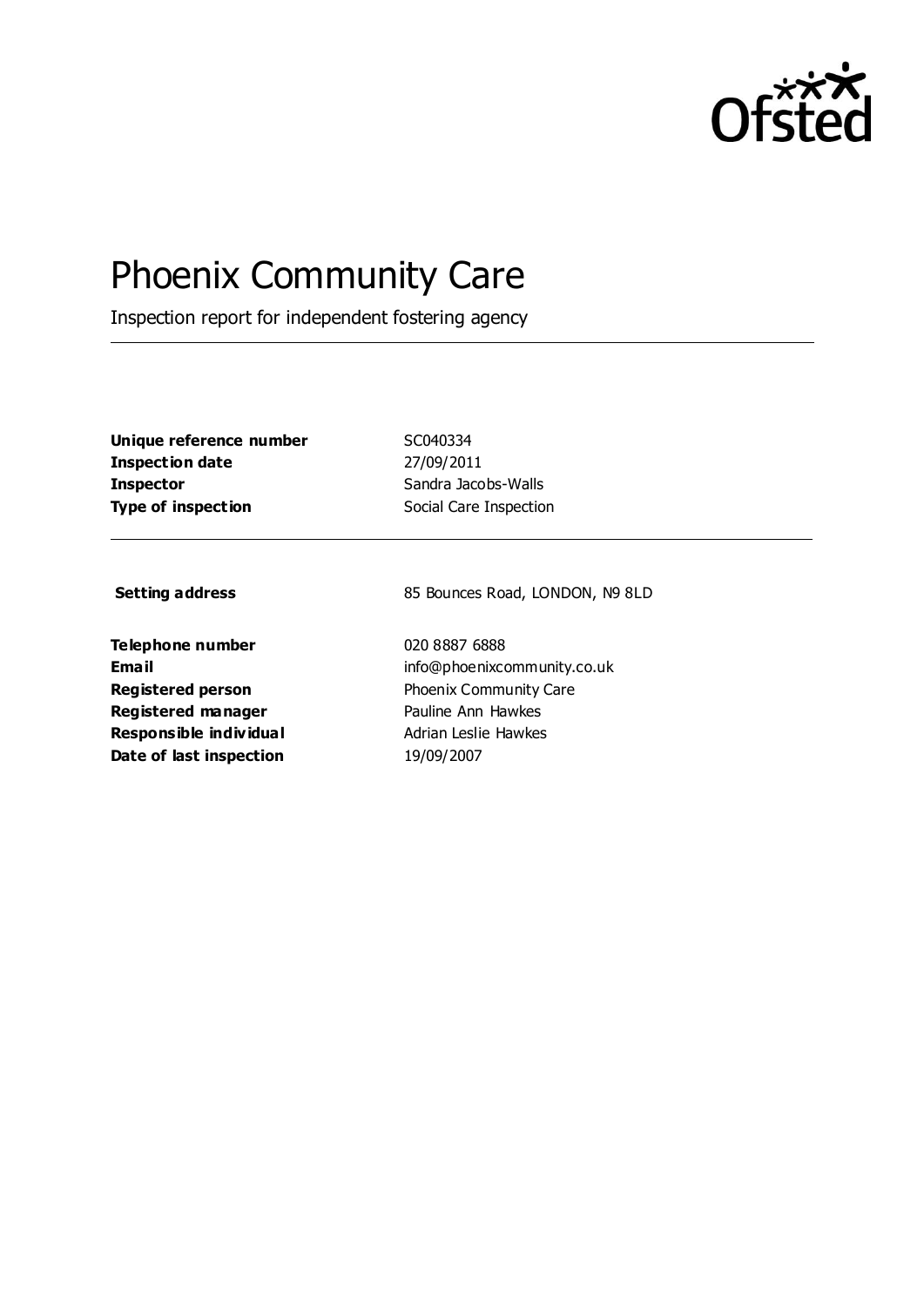# Phoenix Community Care

Inspection report for independent fostering agency

---

| | |
|---|---|
| **Unique reference number** | SC040334 |
| **Inspection date** | 27/09/2011 |
| **Inspector** | Sandra Jacobs-Walls |
| **Type of inspection** | Social Care Inspection |

---

| | |
|---|---|
| **Setting address** | 85 Bounces Road, LONDON, N9 8LD |
| **Telephone number** | 020 8887 6888 |
| **Email** | info@phoenixcommunity.co.uk |
| **Registered person** | Phoenix Community Care |
| **Registered manager** | Pauline Ann Hawkes |
| **Responsible individual** | Adrian Leslie Hawkes |
| **Date of last inspection** | 19/09/2007 |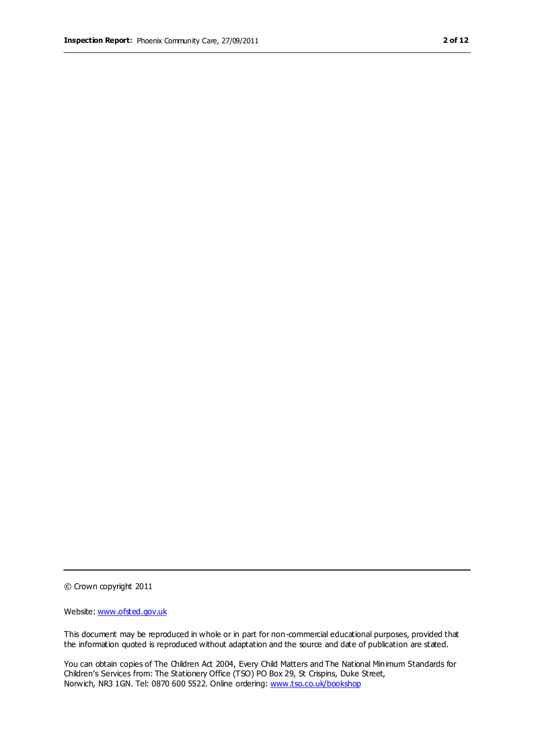© Crown copyright 2011

Website: www.ofsted.gov.uk

This document may be reproduced in whole or in part for non-commercial educational purposes, provided that the information quoted is reproduced without adaptation and the source and date of publication are stated.

You can obtain copies of The Children Act 2004, Every Child Matters and The National Minimum Standards for Children's Services from: The Stationery Office (TSO) PO Box 29, St Crispins, Duke Street, Norwich, NR3 1GN. Tel: 0870 600 5522. Online ordering: www.tso.co.uk/bookshop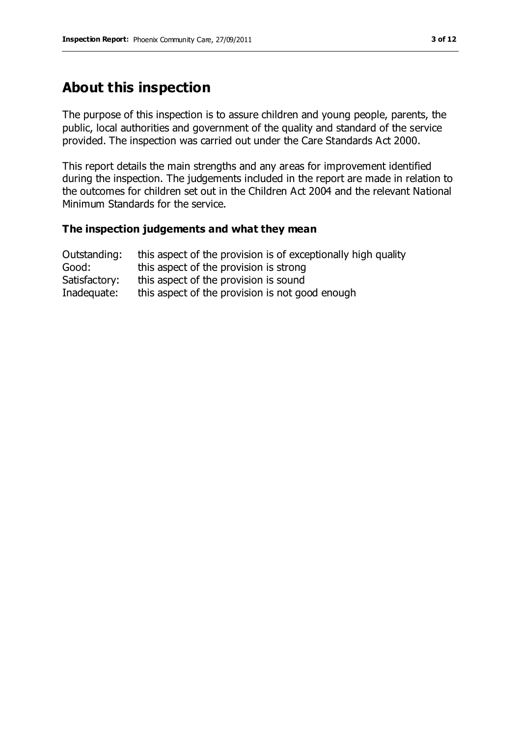## About this inspection

The purpose of this inspection is to assure children and young people, parents, the public, local authorities and government of the quality and standard of the service provided. The inspection was carried out under the Care Standards Act 2000.

This report details the main strengths and any areas for improvement identified during the inspection. The judgements included in the report are made in relation to the outcomes for children set out in the Children Act 2004 and the relevant National Minimum Standards for the service.

### The inspection judgements and what they mean

| | |
|---|---|
| Outstanding: | this aspect of the provision is of exceptionally high quality |
| Good: | this aspect of the provision is strong |
| Satisfactory: | this aspect of the provision is sound |
| Inadequate: | this aspect of the provision is not good enough |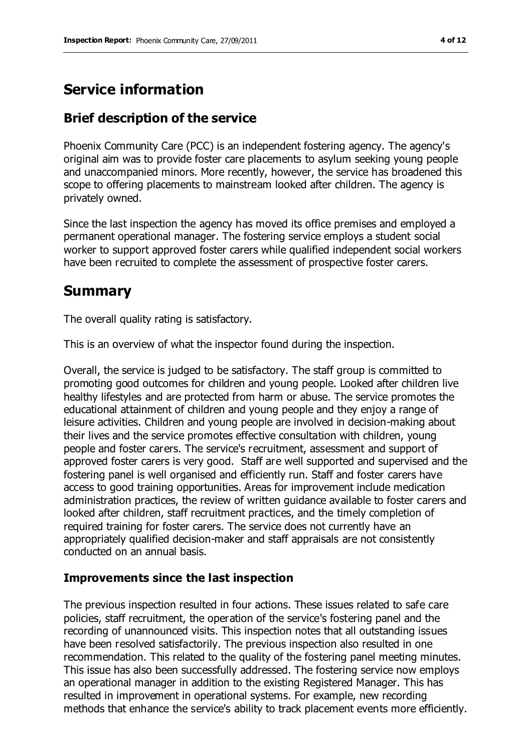# Service information

## Brief description of the service

Phoenix Community Care (PCC) is an independent fostering agency. The agency's original aim was to provide foster care placements to asylum seeking young people and unaccompanied minors. More recently, however, the service has broadened this scope to offering placements to mainstream looked after children. The agency is privately owned.

Since the last inspection the agency has moved its office premises and employed a permanent operational manager. The fostering service employs a student social worker to support approved foster carers while qualified independent social workers have been recruited to complete the assessment of prospective foster carers.

# Summary

The overall quality rating is satisfactory.

This is an overview of what the inspector found during the inspection.

Overall, the service is judged to be satisfactory. The staff group is committed to promoting good outcomes for children and young people. Looked after children live healthy lifestyles and are protected from harm or abuse. The service promotes the educational attainment of children and young people and they enjoy a range of leisure activities. Children and young people are involved in decision-making about their lives and the service promotes effective consultation with children, young people and foster carers. The service's recruitment, assessment and support of approved foster carers is very good. Staff are well supported and supervised and the fostering panel is well organised and efficiently run. Staff and foster carers have access to good training opportunities. Areas for improvement include medication administration practices, the review of written guidance available to foster carers and looked after children, staff recruitment practices, and the timely completion of required training for foster carers. The service does not currently have an appropriately qualified decision-maker and staff appraisals are not consistently conducted on an annual basis.

### Improvements since the last inspection

The previous inspection resulted in four actions. These issues related to safe care policies, staff recruitment, the operation of the service's fostering panel and the recording of unannounced visits. This inspection notes that all outstanding issues have been resolved satisfactorily. The previous inspection also resulted in one recommendation. This related to the quality of the fostering panel meeting minutes. This issue has also been successfully addressed. The fostering service now employs an operational manager in addition to the existing Registered Manager. This has resulted in improvement in operational systems. For example, new recording methods that enhance the service's ability to track placement events more efficiently.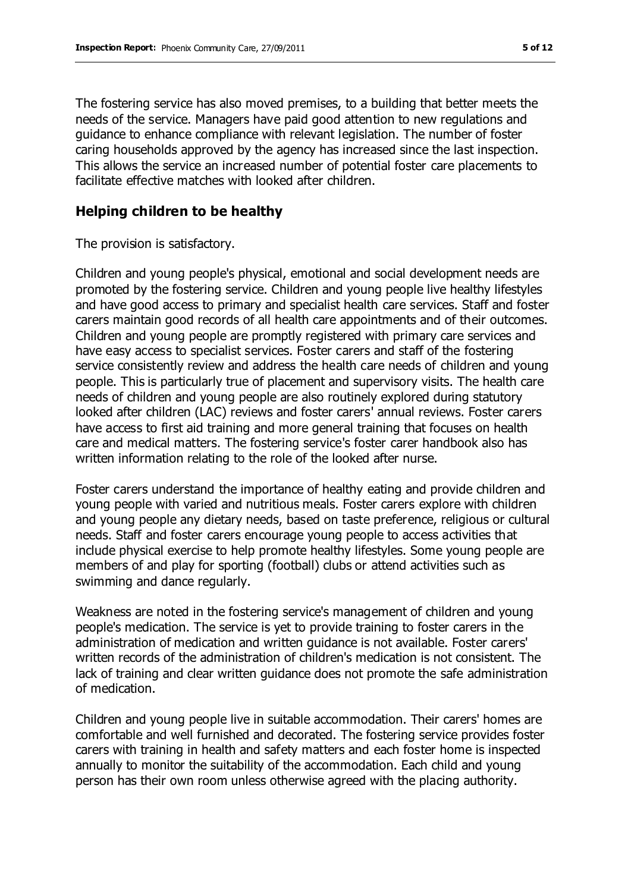The fostering service has also moved premises, to a building that better meets the needs of the service. Managers have paid good attention to new regulations and guidance to enhance compliance with relevant legislation. The number of foster caring households approved by the agency has increased since the last inspection. This allows the service an increased number of potential foster care placements to facilitate effective matches with looked after children.

## Helping children to be healthy

The provision is satisfactory.

Children and young people's physical, emotional and social development needs are promoted by the fostering service. Children and young people live healthy lifestyles and have good access to primary and specialist health care services. Staff and foster carers maintain good records of all health care appointments and of their outcomes. Children and young people are promptly registered with primary care services and have easy access to specialist services. Foster carers and staff of the fostering service consistently review and address the health care needs of children and young people. This is particularly true of placement and supervisory visits. The health care needs of children and young people are also routinely explored during statutory looked after children (LAC) reviews and foster carers' annual reviews. Foster carers have access to first aid training and more general training that focuses on health care and medical matters. The fostering service's foster carer handbook also has written information relating to the role of the looked after nurse.

Foster carers understand the importance of healthy eating and provide children and young people with varied and nutritious meals. Foster carers explore with children and young people any dietary needs, based on taste preference, religious or cultural needs. Staff and foster carers encourage young people to access activities that include physical exercise to help promote healthy lifestyles. Some young people are members of and play for sporting (football) clubs or attend activities such as swimming and dance regularly.

Weakness are noted in the fostering service's management of children and young people's medication. The service is yet to provide training to foster carers in the administration of medication and written guidance is not available. Foster carers' written records of the administration of children's medication is not consistent. The lack of training and clear written guidance does not promote the safe administration of medication.

Children and young people live in suitable accommodation. Their carers' homes are comfortable and well furnished and decorated. The fostering service provides foster carers with training in health and safety matters and each foster home is inspected annually to monitor the suitability of the accommodation. Each child and young person has their own room unless otherwise agreed with the placing authority.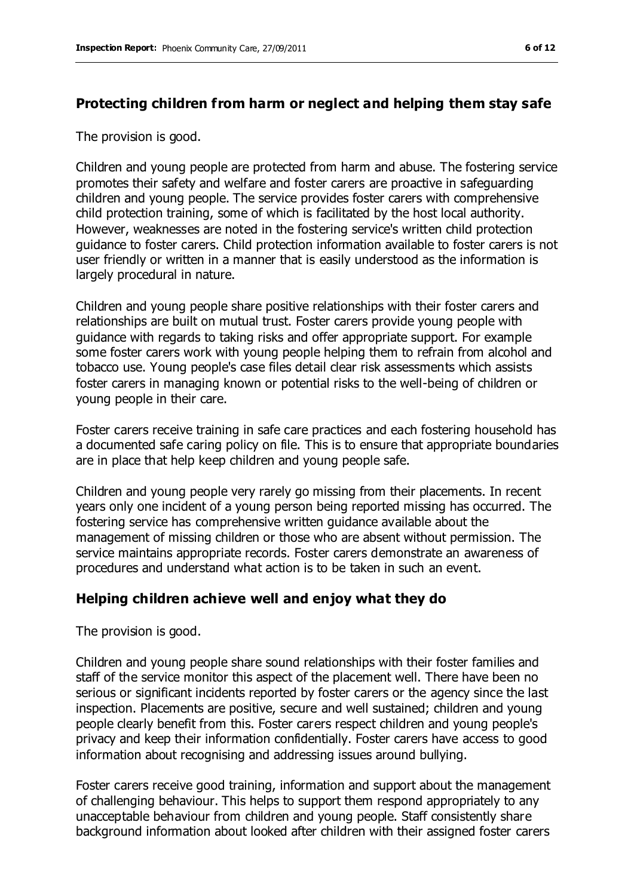## Protecting children from harm or neglect and helping them stay safe

The provision is good.

Children and young people are protected from harm and abuse. The fostering service promotes their safety and welfare and foster carers are proactive in safeguarding children and young people. The service provides foster carers with comprehensive child protection training, some of which is facilitated by the host local authority. However, weaknesses are noted in the fostering service's written child protection guidance to foster carers. Child protection information available to foster carers is not user friendly or written in a manner that is easily understood as the information is largely procedural in nature.

Children and young people share positive relationships with their foster carers and relationships are built on mutual trust. Foster carers provide young people with guidance with regards to taking risks and offer appropriate support. For example some foster carers work with young people helping them to refrain from alcohol and tobacco use. Young people's case files detail clear risk assessments which assists foster carers in managing known or potential risks to the well-being of children or young people in their care.

Foster carers receive training in safe care practices and each fostering household has a documented safe caring policy on file. This is to ensure that appropriate boundaries are in place that help keep children and young people safe.

Children and young people very rarely go missing from their placements. In recent years only one incident of a young person being reported missing has occurred. The fostering service has comprehensive written guidance available about the management of missing children or those who are absent without permission. The service maintains appropriate records. Foster carers demonstrate an awareness of procedures and understand what action is to be taken in such an event.

## Helping children achieve well and enjoy what they do

The provision is good.

Children and young people share sound relationships with their foster families and staff of the service monitor this aspect of the placement well. There have been no serious or significant incidents reported by foster carers or the agency since the last inspection. Placements are positive, secure and well sustained; children and young people clearly benefit from this. Foster carers respect children and young people's privacy and keep their information confidentially. Foster carers have access to good information about recognising and addressing issues around bullying.

Foster carers receive good training, information and support about the management of challenging behaviour. This helps to support them respond appropriately to any unacceptable behaviour from children and young people. Staff consistently share background information about looked after children with their assigned foster carers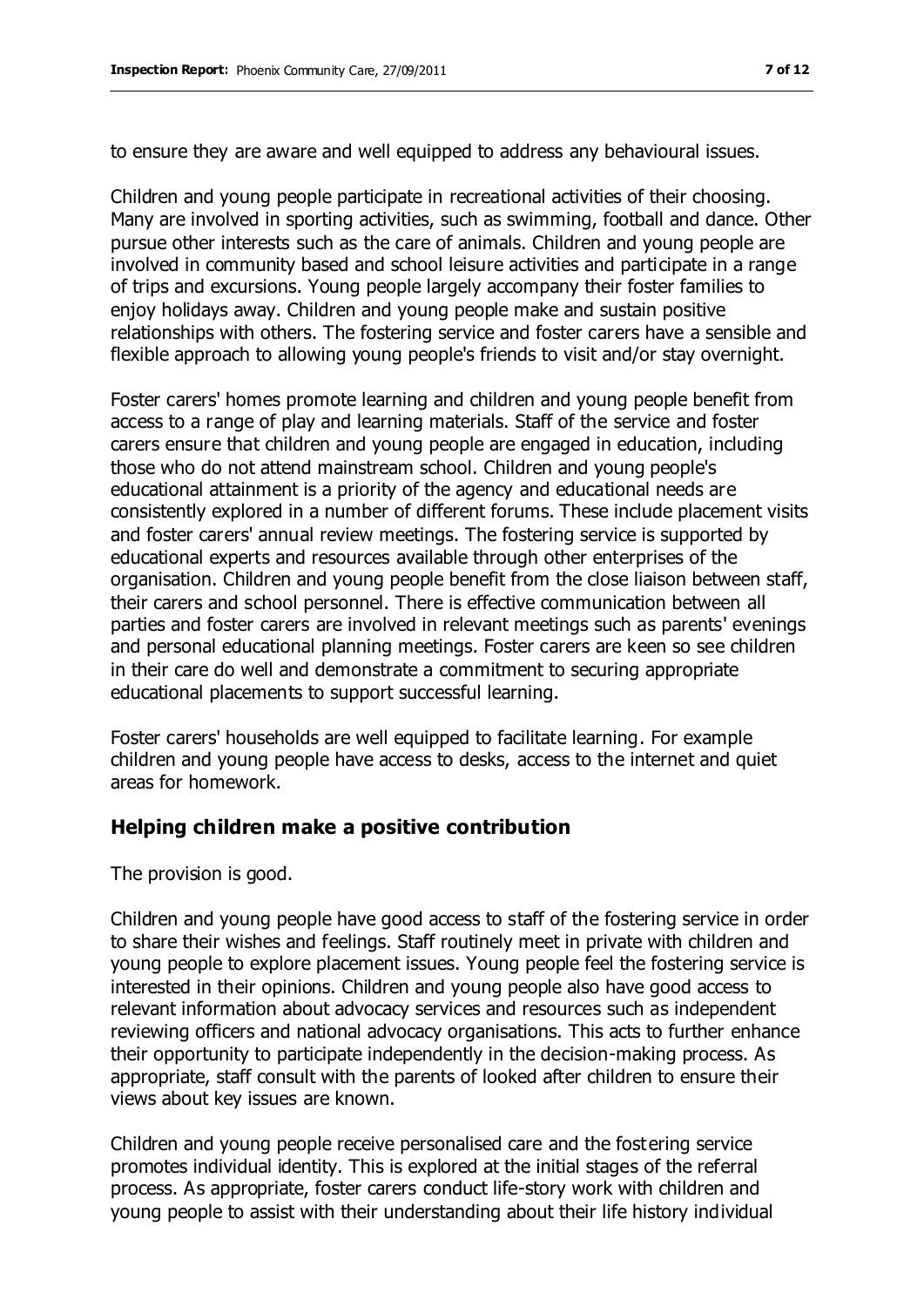to ensure they are aware and well equipped to address any behavioural issues.

Children and young people participate in recreational activities of their choosing. Many are involved in sporting activities, such as swimming, football and dance. Other pursue other interests such as the care of animals. Children and young people are involved in community based and school leisure activities and participate in a range of trips and excursions. Young people largely accompany their foster families to enjoy holidays away. Children and young people make and sustain positive relationships with others. The fostering service and foster carers have a sensible and flexible approach to allowing young people's friends to visit and/or stay overnight.

Foster carers' homes promote learning and children and young people benefit from access to a range of play and learning materials. Staff of the service and foster carers ensure that children and young people are engaged in education, including those who do not attend mainstream school. Children and young people's educational attainment is a priority of the agency and educational needs are consistently explored in a number of different forums. These include placement visits and foster carers' annual review meetings. The fostering service is supported by educational experts and resources available through other enterprises of the organisation. Children and young people benefit from the close liaison between staff, their carers and school personnel. There is effective communication between all parties and foster carers are involved in relevant meetings such as parents' evenings and personal educational planning meetings. Foster carers are keen so see children in their care do well and demonstrate a commitment to securing appropriate educational placements to support successful learning.

Foster carers' households are well equipped to facilitate learning. For example children and young people have access to desks, access to the internet and quiet areas for homework.

## Helping children make a positive contribution

The provision is good.

Children and young people have good access to staff of the fostering service in order to share their wishes and feelings. Staff routinely meet in private with children and young people to explore placement issues. Young people feel the fostering service is interested in their opinions. Children and young people also have good access to relevant information about advocacy services and resources such as independent reviewing officers and national advocacy organisations. This acts to further enhance their opportunity to participate independently in the decision-making process. As appropriate, staff consult with the parents of looked after children to ensure their views about key issues are known.

Children and young people receive personalised care and the fostering service promotes individual identity. This is explored at the initial stages of the referral process. As appropriate, foster carers conduct life-story work with children and young people to assist with their understanding about their life history individual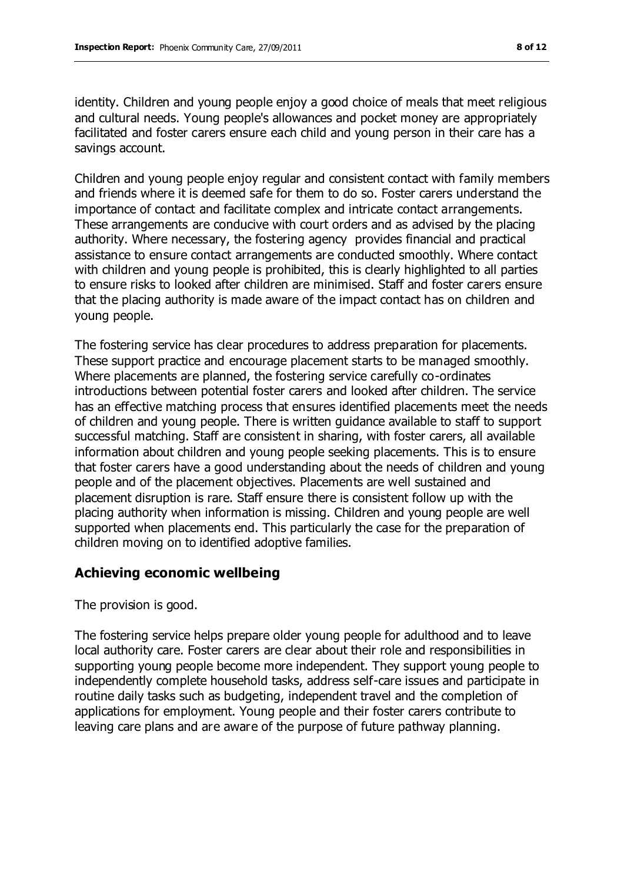identity. Children and young people enjoy a good choice of meals that meet religious and cultural needs. Young people's allowances and pocket money are appropriately facilitated and foster carers ensure each child and young person in their care has a savings account.

Children and young people enjoy regular and consistent contact with family members and friends where it is deemed safe for them to do so. Foster carers understand the importance of contact and facilitate complex and intricate contact arrangements. These arrangements are conducive with court orders and as advised by the placing authority. Where necessary, the fostering agency provides financial and practical assistance to ensure contact arrangements are conducted smoothly. Where contact with children and young people is prohibited, this is clearly highlighted to all parties to ensure risks to looked after children are minimised. Staff and foster carers ensure that the placing authority is made aware of the impact contact has on children and young people.

The fostering service has clear procedures to address preparation for placements. These support practice and encourage placement starts to be managed smoothly. Where placements are planned, the fostering service carefully co-ordinates introductions between potential foster carers and looked after children. The service has an effective matching process that ensures identified placements meet the needs of children and young people. There is written guidance available to staff to support successful matching. Staff are consistent in sharing, with foster carers, all available information about children and young people seeking placements. This is to ensure that foster carers have a good understanding about the needs of children and young people and of the placement objectives. Placements are well sustained and placement disruption is rare. Staff ensure there is consistent follow up with the placing authority when information is missing. Children and young people are well supported when placements end. This particularly the case for the preparation of children moving on to identified adoptive families.

## Achieving economic wellbeing

The provision is good.

The fostering service helps prepare older young people for adulthood and to leave local authority care. Foster carers are clear about their role and responsibilities in supporting young people become more independent. They support young people to independently complete household tasks, address self-care issues and participate in routine daily tasks such as budgeting, independent travel and the completion of applications for employment. Young people and their foster carers contribute to leaving care plans and are aware of the purpose of future pathway planning.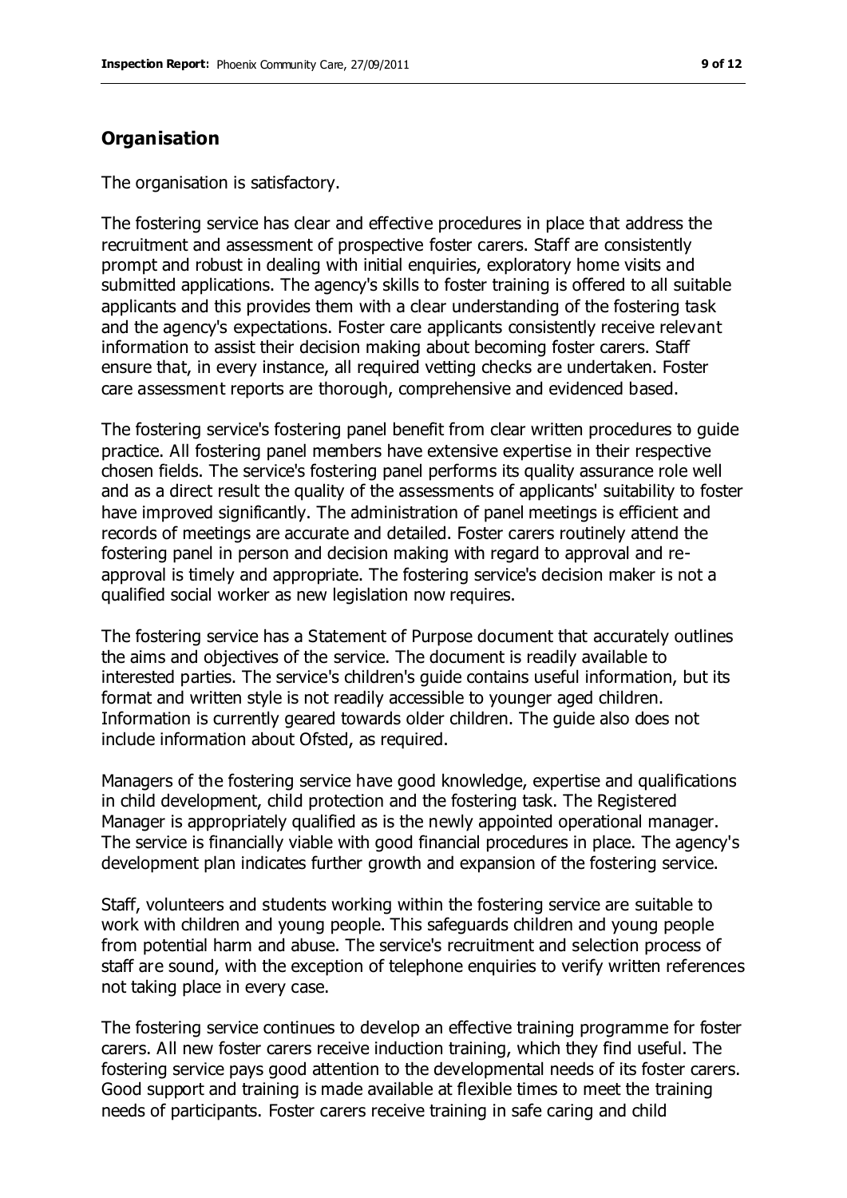## Organisation

The organisation is satisfactory.

The fostering service has clear and effective procedures in place that address the recruitment and assessment of prospective foster carers. Staff are consistently prompt and robust in dealing with initial enquiries, exploratory home visits and submitted applications. The agency's skills to foster training is offered to all suitable applicants and this provides them with a clear understanding of the fostering task and the agency's expectations. Foster care applicants consistently receive relevant information to assist their decision making about becoming foster carers. Staff ensure that, in every instance, all required vetting checks are undertaken. Foster care assessment reports are thorough, comprehensive and evidenced based.

The fostering service's fostering panel benefit from clear written procedures to guide practice. All fostering panel members have extensive expertise in their respective chosen fields. The service's fostering panel performs its quality assurance role well and as a direct result the quality of the assessments of applicants' suitability to foster have improved significantly. The administration of panel meetings is efficient and records of meetings are accurate and detailed. Foster carers routinely attend the fostering panel in person and decision making with regard to approval and re-approval is timely and appropriate. The fostering service's decision maker is not a qualified social worker as new legislation now requires.

The fostering service has a Statement of Purpose document that accurately outlines the aims and objectives of the service. The document is readily available to interested parties. The service's children's guide contains useful information, but its format and written style is not readily accessible to younger aged children. Information is currently geared towards older children. The guide also does not include information about Ofsted, as required.

Managers of the fostering service have good knowledge, expertise and qualifications in child development, child protection and the fostering task. The Registered Manager is appropriately qualified as is the newly appointed operational manager. The service is financially viable with good financial procedures in place. The agency's development plan indicates further growth and expansion of the fostering service.

Staff, volunteers and students working within the fostering service are suitable to work with children and young people. This safeguards children and young people from potential harm and abuse. The service's recruitment and selection process of staff are sound, with the exception of telephone enquiries to verify written references not taking place in every case.

The fostering service continues to develop an effective training programme for foster carers. All new foster carers receive induction training, which they find useful. The fostering service pays good attention to the developmental needs of its foster carers. Good support and training is made available at flexible times to meet the training needs of participants. Foster carers receive training in safe caring and child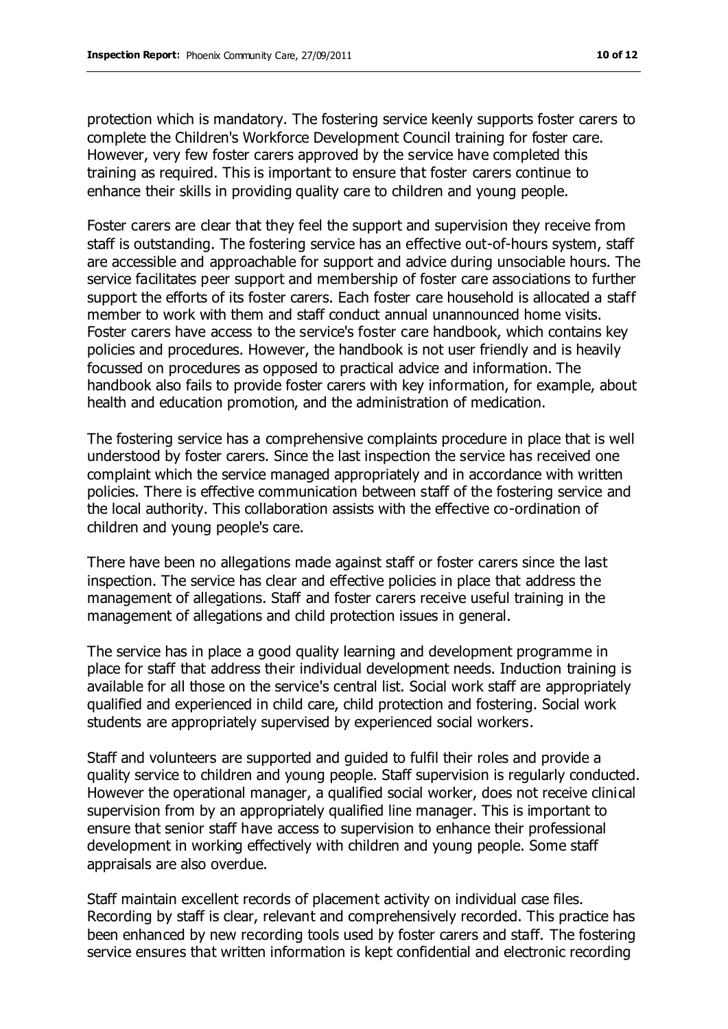protection which is mandatory. The fostering service keenly supports foster carers to complete the Children's Workforce Development Council training for foster care. However, very few foster carers approved by the service have completed this training as required. This is important to ensure that foster carers continue to enhance their skills in providing quality care to children and young people.

Foster carers are clear that they feel the support and supervision they receive from staff is outstanding. The fostering service has an effective out-of-hours system, staff are accessible and approachable for support and advice during unsociable hours. The service facilitates peer support and membership of foster care associations to further support the efforts of its foster carers. Each foster care household is allocated a staff member to work with them and staff conduct annual unannounced home visits. Foster carers have access to the service's foster care handbook, which contains key policies and procedures. However, the handbook is not user friendly and is heavily focussed on procedures as opposed to practical advice and information. The handbook also fails to provide foster carers with key information, for example, about health and education promotion, and the administration of medication.

The fostering service has a comprehensive complaints procedure in place that is well understood by foster carers. Since the last inspection the service has received one complaint which the service managed appropriately and in accordance with written policies. There is effective communication between staff of the fostering service and the local authority. This collaboration assists with the effective co-ordination of children and young people's care.

There have been no allegations made against staff or foster carers since the last inspection. The service has clear and effective policies in place that address the management of allegations. Staff and foster carers receive useful training in the management of allegations and child protection issues in general.

The service has in place a good quality learning and development programme in place for staff that address their individual development needs. Induction training is available for all those on the service's central list. Social work staff are appropriately qualified and experienced in child care, child protection and fostering. Social work students are appropriately supervised by experienced social workers.

Staff and volunteers are supported and guided to fulfil their roles and provide a quality service to children and young people. Staff supervision is regularly conducted. However the operational manager, a qualified social worker, does not receive clinical supervision from by an appropriately qualified line manager. This is important to ensure that senior staff have access to supervision to enhance their professional development in working effectively with children and young people. Some staff appraisals are also overdue.

Staff maintain excellent records of placement activity on individual case files. Recording by staff is clear, relevant and comprehensively recorded. This practice has been enhanced by new recording tools used by foster carers and staff. The fostering service ensures that written information is kept confidential and electronic recording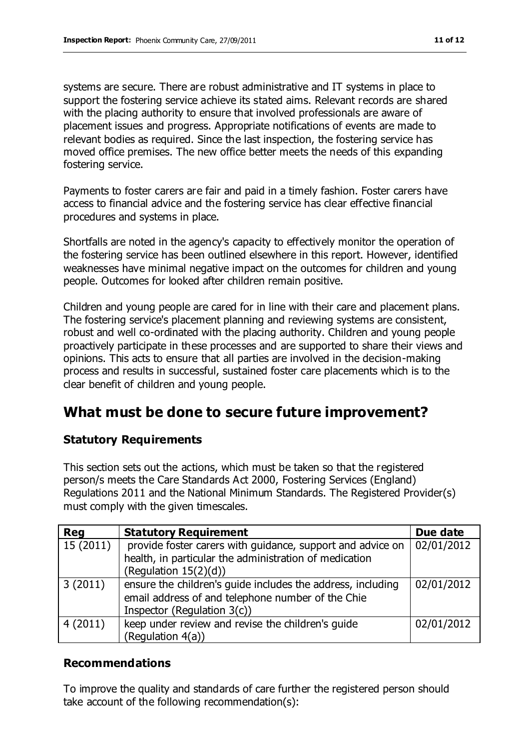systems are secure. There are robust administrative and IT systems in place to support the fostering service achieve its stated aims. Relevant records are shared with the placing authority to ensure that involved professionals are aware of placement issues and progress. Appropriate notifications of events are made to relevant bodies as required. Since the last inspection, the fostering service has moved office premises. The new office better meets the needs of this expanding fostering service.

Payments to foster carers are fair and paid in a timely fashion. Foster carers have access to financial advice and the fostering service has clear effective financial procedures and systems in place.

Shortfalls are noted in the agency's capacity to effectively monitor the operation of the fostering service has been outlined elsewhere in this report. However, identified weaknesses have minimal negative impact on the outcomes for children and young people. Outcomes for looked after children remain positive.

Children and young people are cared for in line with their care and placement plans. The fostering service's placement planning and reviewing systems are consistent, robust and well co-ordinated with the placing authority. Children and young people proactively participate in these processes and are supported to share their views and opinions. This acts to ensure that all parties are involved in the decision-making process and results in successful, sustained foster care placements which is to the clear benefit of children and young people.

## What must be done to secure future improvement?

### Statutory Requirements

This section sets out the actions, which must be taken so that the registered person/s meets the Care Standards Act 2000, Fostering Services (England) Regulations 2011 and the National Minimum Standards. The Registered Provider(s) must comply with the given timescales.

| Reg | Statutory Requirement | Due date |
| --- | --- | --- |
| 15 (2011) | provide foster carers with guidance, support and advice on health, in particular the administration of medication (Regulation 15(2)(d)) | 02/01/2012 |
| 3 (2011) | ensure the children's guide includes the address, including email address of and telephone number of the Chie Inspector (Regulation 3(c)) | 02/01/2012 |
| 4 (2011) | keep under review and revise the children's guide (Regulation 4(a)) | 02/01/2012 |

### Recommendations

To improve the quality and standards of care further the registered person should take account of the following recommendation(s):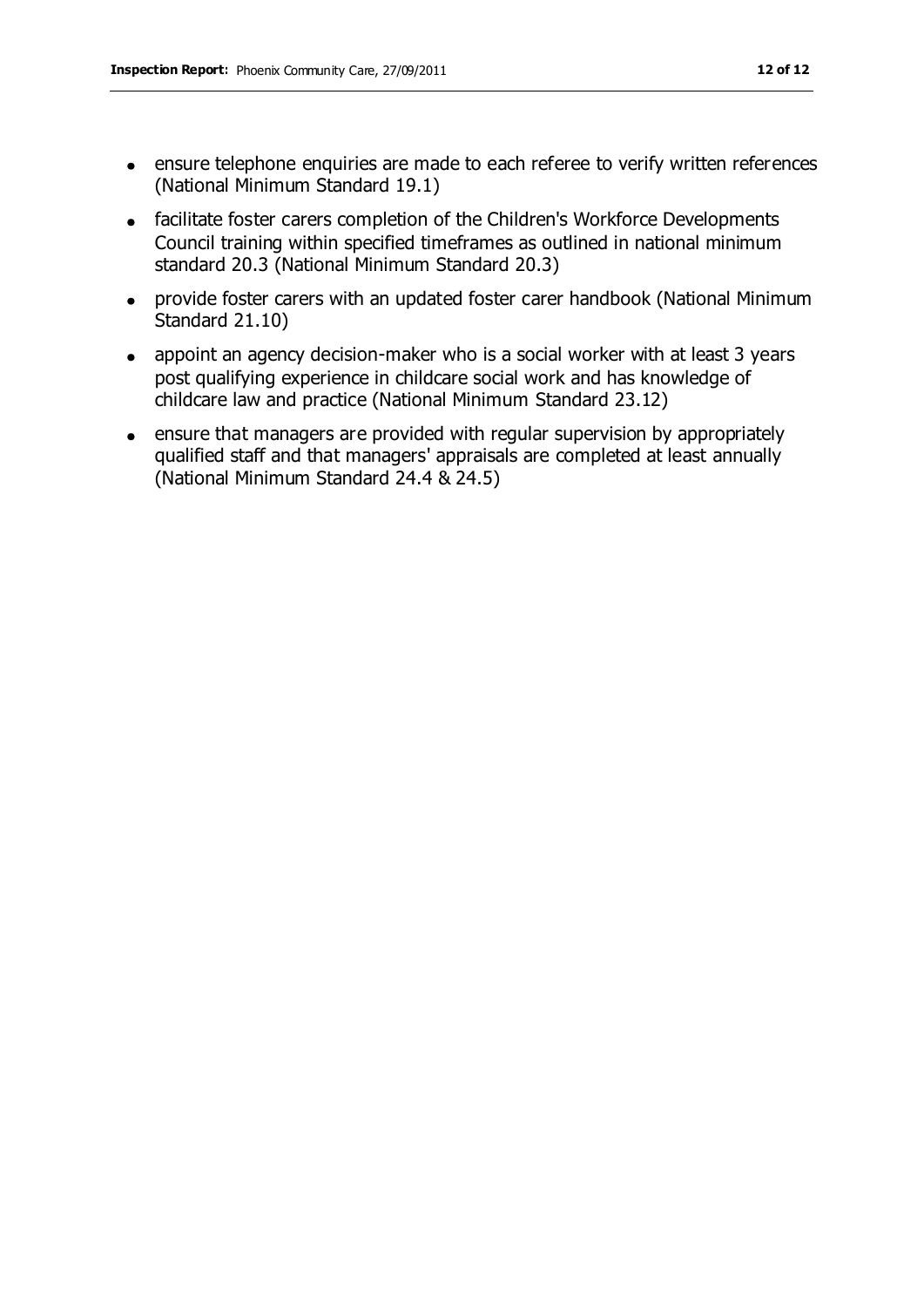- ensure telephone enquiries are made to each referee to verify written references (National Minimum Standard 19.1)
- facilitate foster carers completion of the Children's Workforce Developments Council training within specified timeframes as outlined in national minimum standard 20.3 (National Minimum Standard 20.3)
- provide foster carers with an updated foster carer handbook (National Minimum Standard 21.10)
- appoint an agency decision-maker who is a social worker with at least 3 years post qualifying experience in childcare social work and has knowledge of childcare law and practice (National Minimum Standard 23.12)
- ensure that managers are provided with regular supervision by appropriately qualified staff and that managers' appraisals are completed at least annually (National Minimum Standard 24.4 & 24.5)